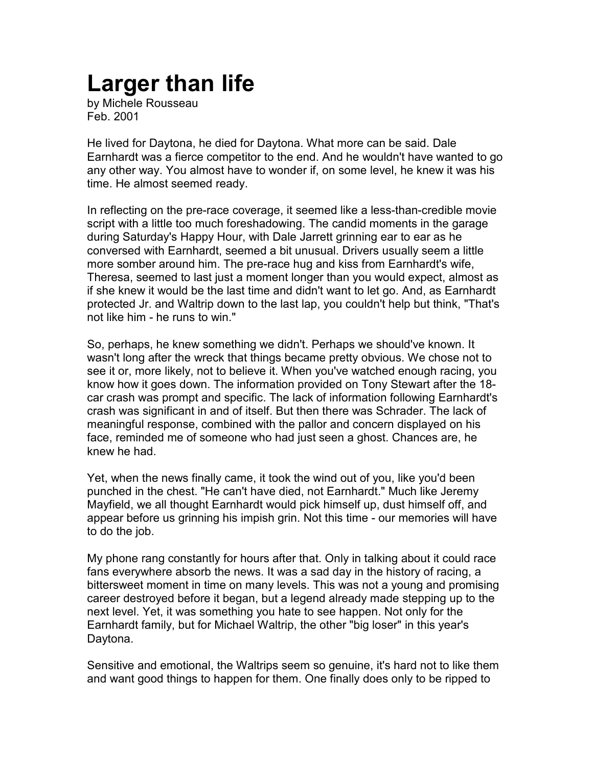# Larger than life

by Michele Rousseau
Feb. 2001

He lived for Daytona, he died for Daytona. What more can be said. Dale Earnhardt was a fierce competitor to the end. And he wouldn't have wanted to go any other way. You almost have to wonder if, on some level, he knew it was his time. He almost seemed ready.

In reflecting on the pre-race coverage, it seemed like a less-than-credible movie script with a little too much foreshadowing. The candid moments in the garage during Saturday's Happy Hour, with Dale Jarrett grinning ear to ear as he conversed with Earnhardt, seemed a bit unusual. Drivers usually seem a little more somber around him. The pre-race hug and kiss from Earnhardt's wife, Theresa, seemed to last just a moment longer than you would expect, almost as if she knew it would be the last time and didn't want to let go. And, as Earnhardt protected Jr. and Waltrip down to the last lap, you couldn't help but think, "That's not like him - he runs to win."

So, perhaps, he knew something we didn't. Perhaps we should've known. It wasn't long after the wreck that things became pretty obvious. We chose not to see it or, more likely, not to believe it. When you've watched enough racing, you know how it goes down. The information provided on Tony Stewart after the 18-car crash was prompt and specific. The lack of information following Earnhardt's crash was significant in and of itself. But then there was Schrader. The lack of meaningful response, combined with the pallor and concern displayed on his face, reminded me of someone who had just seen a ghost. Chances are, he knew he had.

Yet, when the news finally came, it took the wind out of you, like you'd been punched in the chest. "He can't have died, not Earnhardt." Much like Jeremy Mayfield, we all thought Earnhardt would pick himself up, dust himself off, and appear before us grinning his impish grin. Not this time - our memories will have to do the job.

My phone rang constantly for hours after that. Only in talking about it could race fans everywhere absorb the news. It was a sad day in the history of racing, a bittersweet moment in time on many levels. This was not a young and promising career destroyed before it began, but a legend already made stepping up to the next level. Yet, it was something you hate to see happen. Not only for the Earnhardt family, but for Michael Waltrip, the other "big loser" in this year's Daytona.

Sensitive and emotional, the Waltrips seem so genuine, it's hard not to like them and want good things to happen for them. One finally does only to be ripped to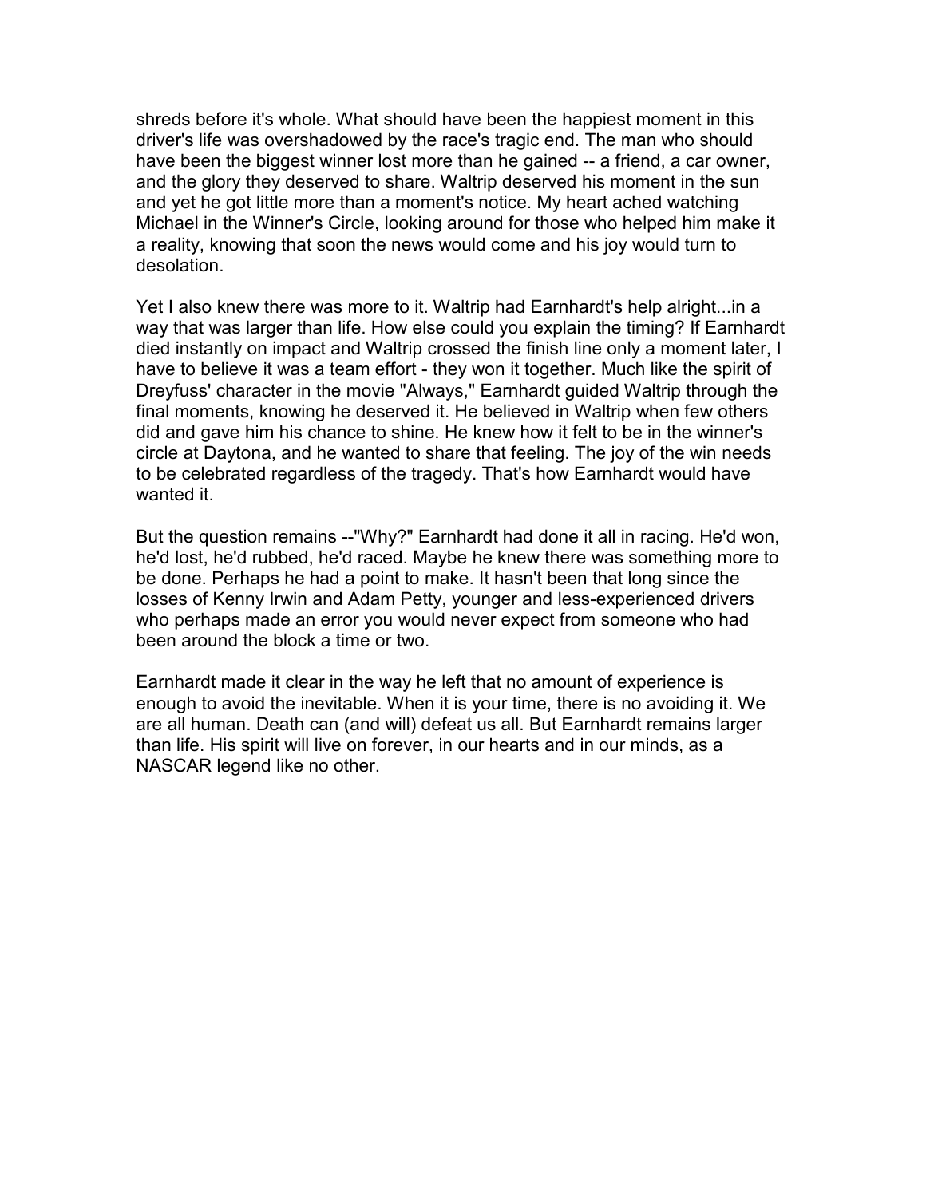shreds before it's whole. What should have been the happiest moment in this driver's life was overshadowed by the race's tragic end. The man who should have been the biggest winner lost more than he gained -- a friend, a car owner, and the glory they deserved to share. Waltrip deserved his moment in the sun and yet he got little more than a moment's notice. My heart ached watching Michael in the Winner's Circle, looking around for those who helped him make it a reality, knowing that soon the news would come and his joy would turn to desolation.

Yet I also knew there was more to it. Waltrip had Earnhardt's help alright...in a way that was larger than life. How else could you explain the timing? If Earnhardt died instantly on impact and Waltrip crossed the finish line only a moment later, I have to believe it was a team effort - they won it together. Much like the spirit of Dreyfuss' character in the movie "Always," Earnhardt guided Waltrip through the final moments, knowing he deserved it. He believed in Waltrip when few others did and gave him his chance to shine. He knew how it felt to be in the winner's circle at Daytona, and he wanted to share that feeling. The joy of the win needs to be celebrated regardless of the tragedy. That's how Earnhardt would have wanted it.

But the question remains --"Why?" Earnhardt had done it all in racing. He'd won, he'd lost, he'd rubbed, he'd raced. Maybe he knew there was something more to be done. Perhaps he had a point to make. It hasn't been that long since the losses of Kenny Irwin and Adam Petty, younger and less-experienced drivers who perhaps made an error you would never expect from someone who had been around the block a time or two.

Earnhardt made it clear in the way he left that no amount of experience is enough to avoid the inevitable. When it is your time, there is no avoiding it. We are all human. Death can (and will) defeat us all. But Earnhardt remains larger than life. His spirit will live on forever, in our hearts and in our minds, as a NASCAR legend like no other.